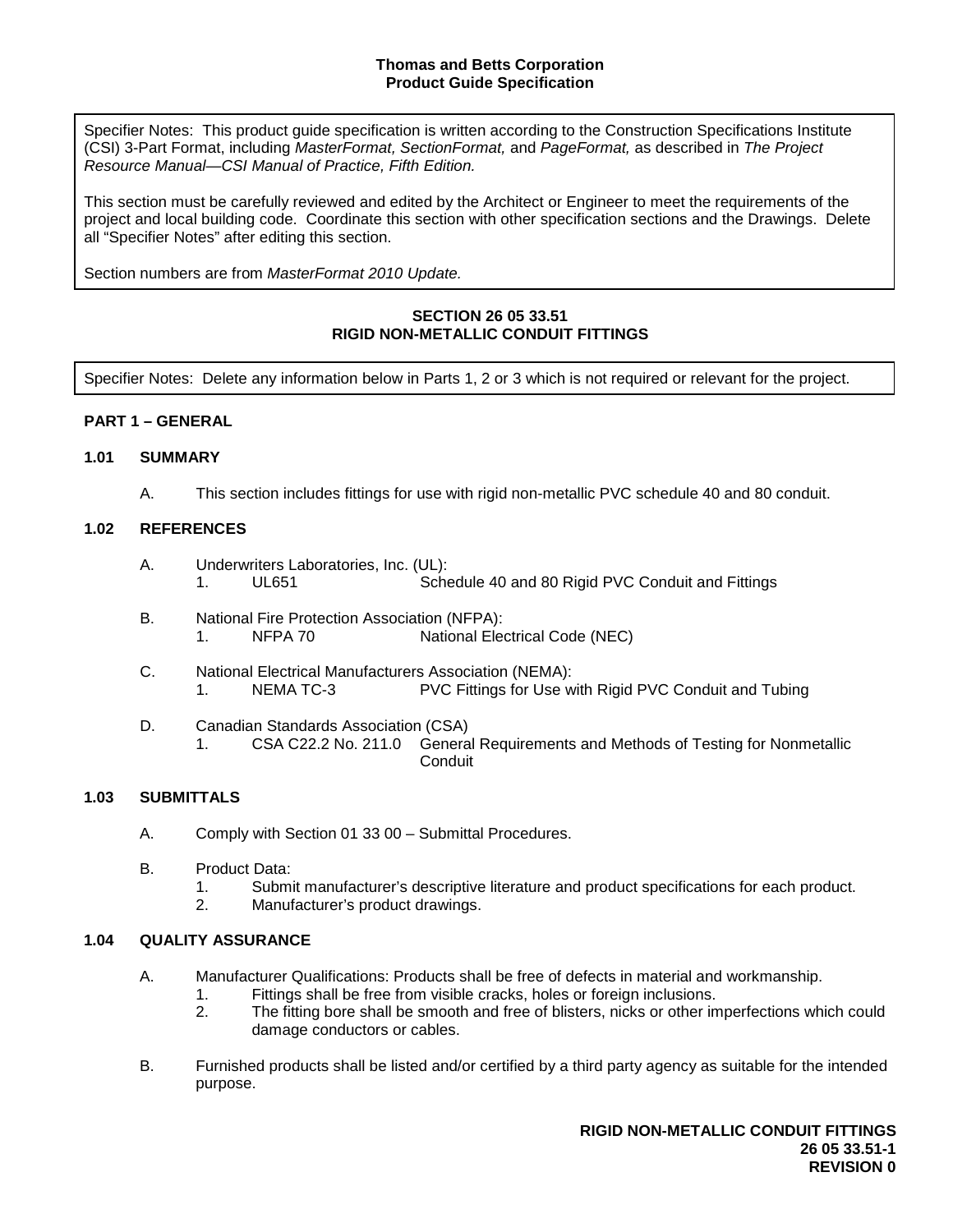**Thomas and Betts Corporation**
**Product Guide Specification**

Specifier Notes: This product guide specification is written according to the Construction Specifications Institute (CSI) 3-Part Format, including *MasterFormat, SectionFormat,* and *PageFormat,* as described in *The Project Resource Manual—CSI Manual of Practice, Fifth Edition.*

This section must be carefully reviewed and edited by the Architect or Engineer to meet the requirements of the project and local building code. Coordinate this section with other specification sections and the Drawings. Delete all "Specifier Notes" after editing this section.

Section numbers are from *MasterFormat 2010 Update.*

## SECTION 26 05 33.51
## RIGID NON-METALLIC CONDUIT FITTINGS

Specifier Notes: Delete any information below in Parts 1, 2 or 3 which is not required or relevant for the project.

### PART 1 – GENERAL

#### 1.01 SUMMARY

A. This section includes fittings for use with rigid non-metallic PVC schedule 40 and 80 conduit.

#### 1.02 REFERENCES

A. Underwriters Laboratories, Inc. (UL):
   1. UL651 — Schedule 40 and 80 Rigid PVC Conduit and Fittings

B. National Fire Protection Association (NFPA):
   1. NFPA 70 — National Electrical Code (NEC)

C. National Electrical Manufacturers Association (NEMA):
   1. NEMA TC-3 — PVC Fittings for Use with Rigid PVC Conduit and Tubing

D. Canadian Standards Association (CSA)
   1. CSA C22.2 No. 211.0 — General Requirements and Methods of Testing for Nonmetallic Conduit

#### 1.03 SUBMITTALS

A. Comply with Section 01 33 00 – Submittal Procedures.

B. Product Data:
   1. Submit manufacturer's descriptive literature and product specifications for each product.
   2. Manufacturer's product drawings.

#### 1.04 QUALITY ASSURANCE

A. Manufacturer Qualifications: Products shall be free of defects in material and workmanship.
   1. Fittings shall be free from visible cracks, holes or foreign inclusions.
   2. The fitting bore shall be smooth and free of blisters, nicks or other imperfections which could damage conductors or cables.

B. Furnished products shall be listed and/or certified by a third party agency as suitable for the intended purpose.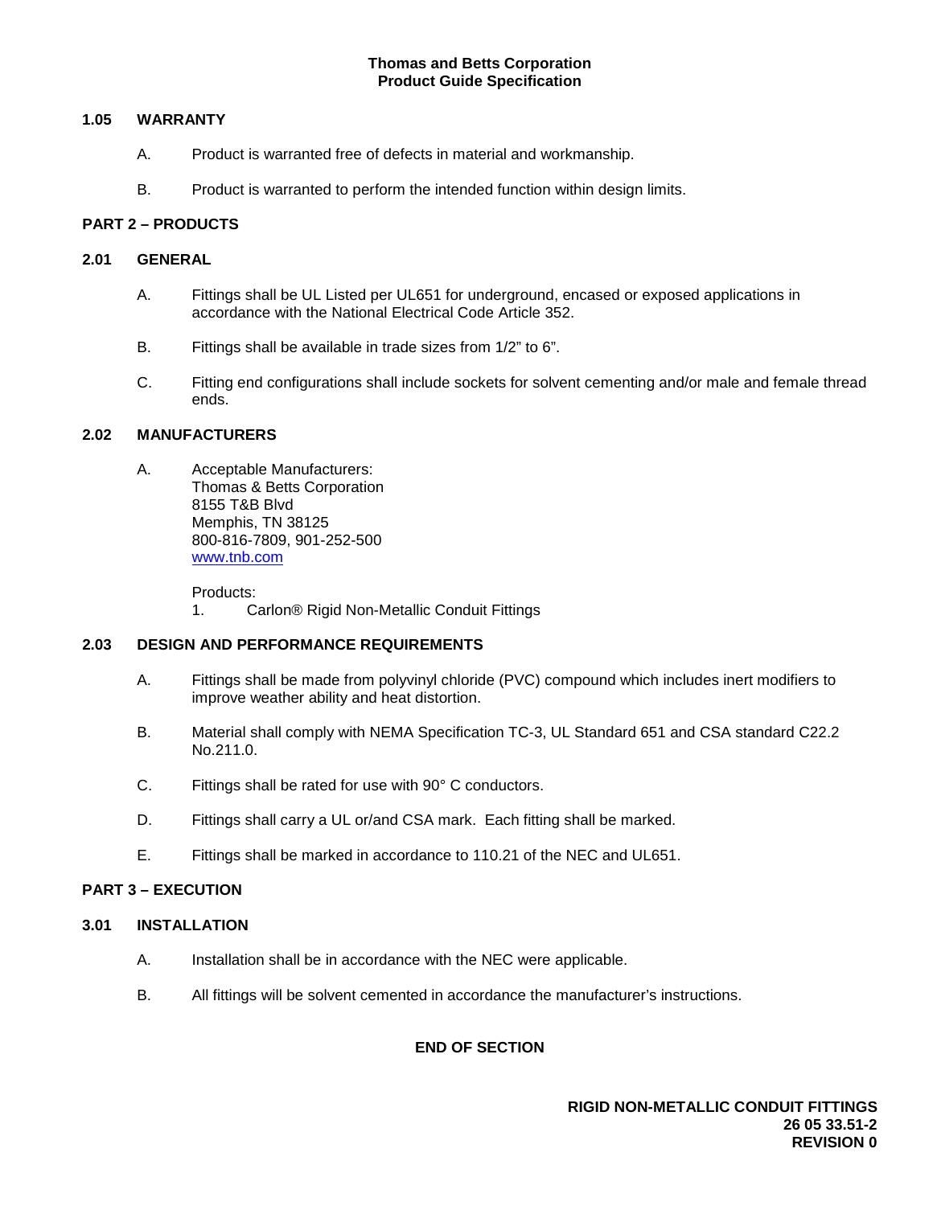## 1.05 WARRANTY

A. Product is warranted free of defects in material and workmanship.

B. Product is warranted to perform the intended function within design limits.

# PART 2 – PRODUCTS

## 2.01 GENERAL

A. Fittings shall be UL Listed per UL651 for underground, encased or exposed applications in accordance with the National Electrical Code Article 352.

B. Fittings shall be available in trade sizes from 1/2" to 6".

C. Fitting end configurations shall include sockets for solvent cementing and/or male and female thread ends.

## 2.02 MANUFACTURERS

A. Acceptable Manufacturers:
Thomas & Betts Corporation
8155 T&B Blvd
Memphis, TN 38125
800-816-7809, 901-252-500
www.tnb.com

Products:
1. Carlon® Rigid Non-Metallic Conduit Fittings

## 2.03 DESIGN AND PERFORMANCE REQUIREMENTS

A. Fittings shall be made from polyvinyl chloride (PVC) compound which includes inert modifiers to improve weather ability and heat distortion.

B. Material shall comply with NEMA Specification TC-3, UL Standard 651 and CSA standard C22.2 No.211.0.

C. Fittings shall be rated for use with 90° C conductors.

D. Fittings shall carry a UL or/and CSA mark. Each fitting shall be marked.

E. Fittings shall be marked in accordance to 110.21 of the NEC and UL651.

# PART 3 – EXECUTION

## 3.01 INSTALLATION

A. Installation shall be in accordance with the NEC were applicable.

B. All fittings will be solvent cemented in accordance the manufacturer's instructions.

**END OF SECTION**